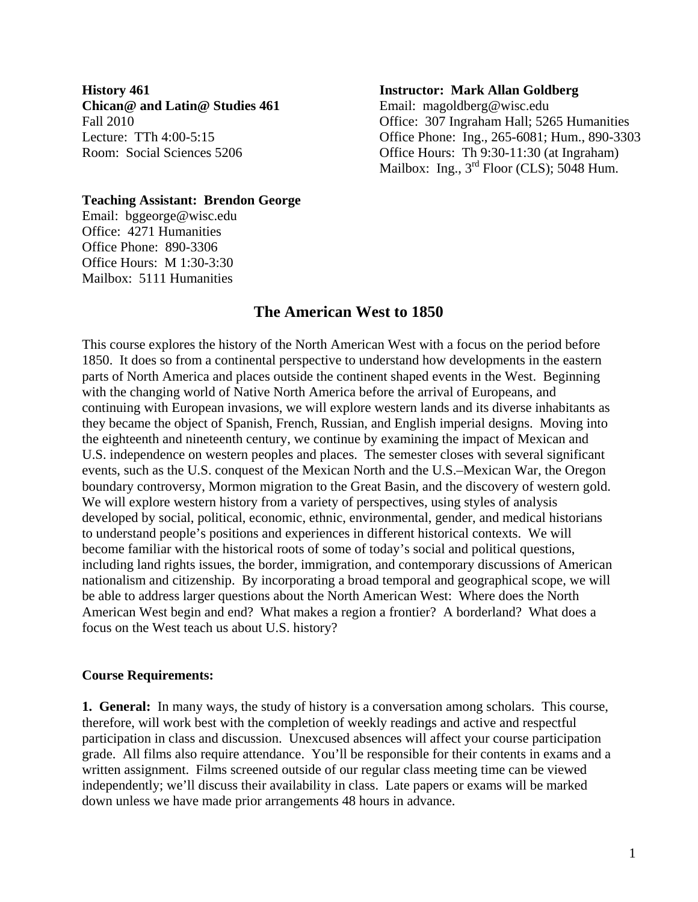**History 461**
**Chican@ and Latin@ Studies 461**
Fall 2010
Lecture: TTh 4:00-5:15
Room: Social Sciences 5206

**Instructor: Mark Allan Goldberg**
Email: magoldberg@wisc.edu
Office: 307 Ingraham Hall; 5265 Humanities
Office Phone: Ing., 265-6081; Hum., 890-3303
Office Hours: Th 9:30-11:30 (at Ingraham)
Mailbox: Ing., 3rd Floor (CLS); 5048 Hum.

**Teaching Assistant: Brendon George**
Email: bggeorge@wisc.edu
Office: 4271 Humanities
Office Phone: 890-3306
Office Hours: M 1:30-3:30
Mailbox: 5111 Humanities

## The American West to 1850

This course explores the history of the North American West with a focus on the period before 1850. It does so from a continental perspective to understand how developments in the eastern parts of North America and places outside the continent shaped events in the West. Beginning with the changing world of Native North America before the arrival of Europeans, and continuing with European invasions, we will explore western lands and its diverse inhabitants as they became the object of Spanish, French, Russian, and English imperial designs. Moving into the eighteenth and nineteenth century, we continue by examining the impact of Mexican and U.S. independence on western peoples and places. The semester closes with several significant events, such as the U.S. conquest of the Mexican North and the U.S.–Mexican War, the Oregon boundary controversy, Mormon migration to the Great Basin, and the discovery of western gold. We will explore western history from a variety of perspectives, using styles of analysis developed by social, political, economic, ethnic, environmental, gender, and medical historians to understand people's positions and experiences in different historical contexts. We will become familiar with the historical roots of some of today's social and political questions, including land rights issues, the border, immigration, and contemporary discussions of American nationalism and citizenship. By incorporating a broad temporal and geographical scope, we will be able to address larger questions about the North American West: Where does the North American West begin and end? What makes a region a frontier? A borderland? What does a focus on the West teach us about U.S. history?

### Course Requirements:

**1. General:** In many ways, the study of history is a conversation among scholars. This course, therefore, will work best with the completion of weekly readings and active and respectful participation in class and discussion. Unexcused absences will affect your course participation grade. All films also require attendance. You'll be responsible for their contents in exams and a written assignment. Films screened outside of our regular class meeting time can be viewed independently; we'll discuss their availability in class. Late papers or exams will be marked down unless we have made prior arrangements 48 hours in advance.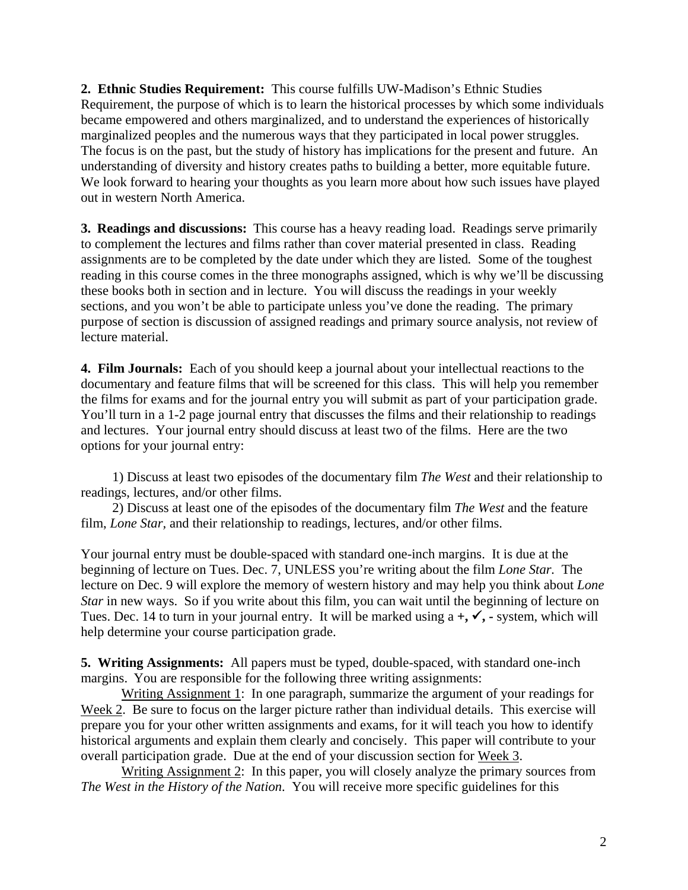**2. Ethnic Studies Requirement:** This course fulfills UW-Madison's Ethnic Studies Requirement, the purpose of which is to learn the historical processes by which some individuals became empowered and others marginalized, and to understand the experiences of historically marginalized peoples and the numerous ways that they participated in local power struggles. The focus is on the past, but the study of history has implications for the present and future. An understanding of diversity and history creates paths to building a better, more equitable future. We look forward to hearing your thoughts as you learn more about how such issues have played out in western North America.

**3. Readings and discussions:** This course has a heavy reading load. Readings serve primarily to complement the lectures and films rather than cover material presented in class. Reading assignments are to be completed by the date under which they are listed. Some of the toughest reading in this course comes in the three monographs assigned, which is why we'll be discussing these books both in section and in lecture. You will discuss the readings in your weekly sections, and you won't be able to participate unless you've done the reading. The primary purpose of section is discussion of assigned readings and primary source analysis, not review of lecture material.

**4. Film Journals:** Each of you should keep a journal about your intellectual reactions to the documentary and feature films that will be screened for this class. This will help you remember the films for exams and for the journal entry you will submit as part of your participation grade. You'll turn in a 1-2 page journal entry that discusses the films and their relationship to readings and lectures. Your journal entry should discuss at least two of the films. Here are the two options for your journal entry:

1) Discuss at least two episodes of the documentary film *The West* and their relationship to readings, lectures, and/or other films.
2) Discuss at least one of the episodes of the documentary film *The West* and the feature film, *Lone Star,* and their relationship to readings, lectures, and/or other films.

Your journal entry must be double-spaced with standard one-inch margins. It is due at the beginning of lecture on Tues. Dec. 7, UNLESS you're writing about the film *Lone Star.* The lecture on Dec. 9 will explore the memory of western history and may help you think about *Lone Star* in new ways. So if you write about this film, you can wait until the beginning of lecture on Tues. Dec. 14 to turn in your journal entry. It will be marked using a **+, ✓, -** system, which will help determine your course participation grade.

**5. Writing Assignments:** All papers must be typed, double-spaced, with standard one-inch margins. You are responsible for the following three writing assignments:

<u>Writing Assignment 1</u>: In one paragraph, summarize the argument of your readings for <u>Week 2</u>. Be sure to focus on the larger picture rather than individual details. This exercise will prepare you for your other written assignments and exams, for it will teach you how to identify historical arguments and explain them clearly and concisely. This paper will contribute to your overall participation grade. Due at the end of your discussion section for <u>Week 3</u>.

<u>Writing Assignment 2</u>: In this paper, you will closely analyze the primary sources from *The West in the History of the Nation.* You will receive more specific guidelines for this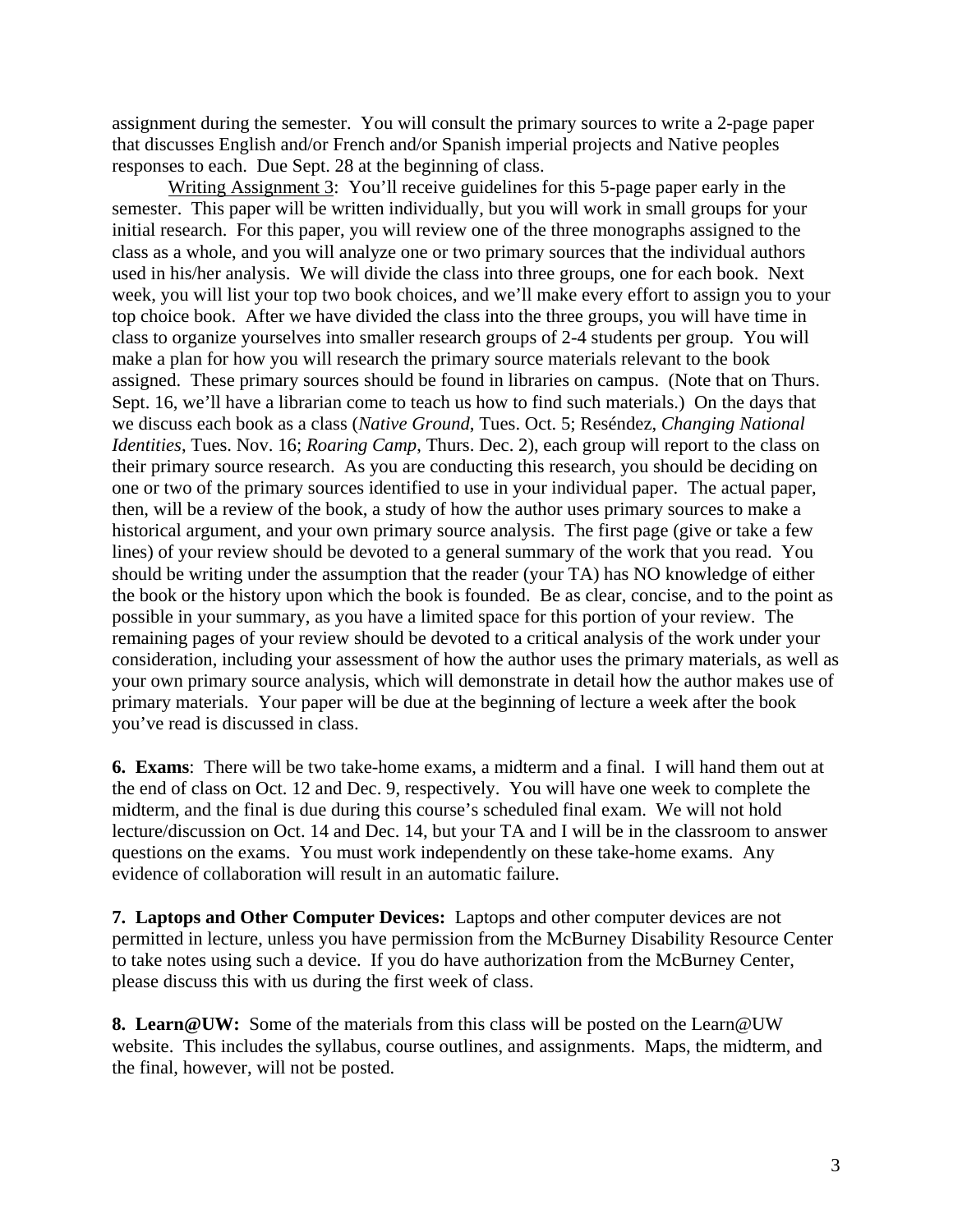assignment during the semester. You will consult the primary sources to write a 2-page paper that discusses English and/or French and/or Spanish imperial projects and Native peoples responses to each. Due Sept. 28 at the beginning of class.

Writing Assignment 3: You'll receive guidelines for this 5-page paper early in the semester. This paper will be written individually, but you will work in small groups for your initial research. For this paper, you will review one of the three monographs assigned to the class as a whole, and you will analyze one or two primary sources that the individual authors used in his/her analysis. We will divide the class into three groups, one for each book. Next week, you will list your top two book choices, and we'll make every effort to assign you to your top choice book. After we have divided the class into the three groups, you will have time in class to organize yourselves into smaller research groups of 2-4 students per group. You will make a plan for how you will research the primary source materials relevant to the book assigned. These primary sources should be found in libraries on campus. (Note that on Thurs. Sept. 16, we'll have a librarian come to teach us how to find such materials.) On the days that we discuss each book as a class (*Native Ground*, Tues. Oct. 5; Reséndez, *Changing National Identities*, Tues. Nov. 16; *Roaring Camp*, Thurs. Dec. 2), each group will report to the class on their primary source research. As you are conducting this research, you should be deciding on one or two of the primary sources identified to use in your individual paper. The actual paper, then, will be a review of the book, a study of how the author uses primary sources to make a historical argument, and your own primary source analysis. The first page (give or take a few lines) of your review should be devoted to a general summary of the work that you read. You should be writing under the assumption that the reader (your TA) has NO knowledge of either the book or the history upon which the book is founded. Be as clear, concise, and to the point as possible in your summary, as you have a limited space for this portion of your review. The remaining pages of your review should be devoted to a critical analysis of the work under your consideration, including your assessment of how the author uses the primary materials, as well as your own primary source analysis, which will demonstrate in detail how the author makes use of primary materials. Your paper will be due at the beginning of lecture a week after the book you've read is discussed in class.

**6. Exams**: There will be two take-home exams, a midterm and a final. I will hand them out at the end of class on Oct. 12 and Dec. 9, respectively. You will have one week to complete the midterm, and the final is due during this course's scheduled final exam. We will not hold lecture/discussion on Oct. 14 and Dec. 14, but your TA and I will be in the classroom to answer questions on the exams. You must work independently on these take-home exams. Any evidence of collaboration will result in an automatic failure.

**7. Laptops and Other Computer Devices:** Laptops and other computer devices are not permitted in lecture, unless you have permission from the McBurney Disability Resource Center to take notes using such a device. If you do have authorization from the McBurney Center, please discuss this with us during the first week of class.

**8. Learn@UW:** Some of the materials from this class will be posted on the Learn@UW website. This includes the syllabus, course outlines, and assignments. Maps, the midterm, and the final, however, will not be posted.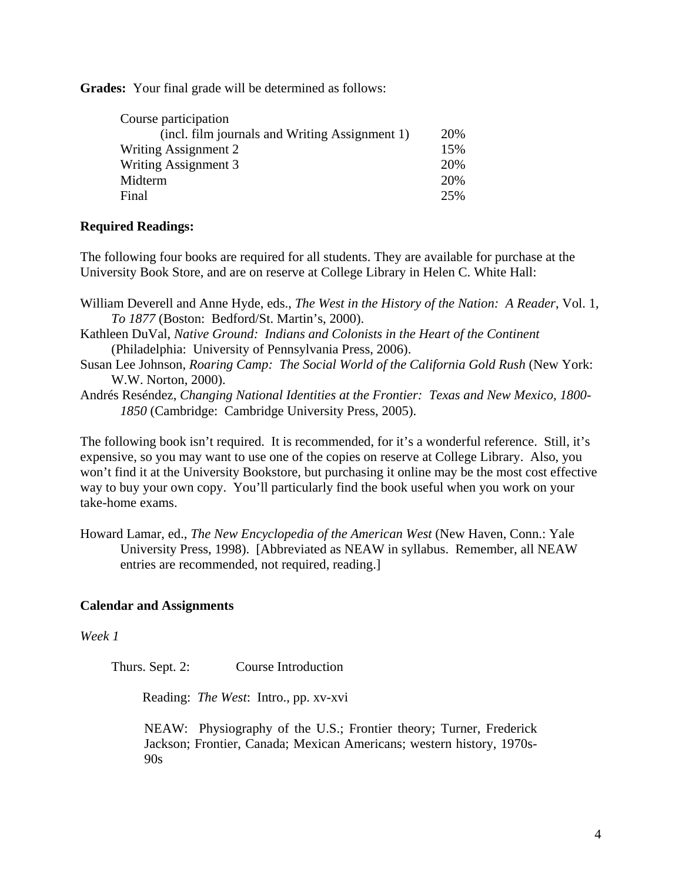**Grades:** Your final grade will be determined as follows:

| | |
|---|---|
| Course participation (incl. film journals and Writing Assignment 1) | 20% |
| Writing Assignment 2 | 15% |
| Writing Assignment 3 | 20% |
| Midterm | 20% |
| Final | 25% |

**Required Readings:**

The following four books are required for all students. They are available for purchase at the University Book Store, and are on reserve at College Library in Helen C. White Hall:

William Deverell and Anne Hyde, eds., *The West in the History of the Nation: A Reader*, Vol. 1, *To 1877* (Boston: Bedford/St. Martin's, 2000).
Kathleen DuVal, *Native Ground: Indians and Colonists in the Heart of the Continent* (Philadelphia: University of Pennsylvania Press, 2006).
Susan Lee Johnson, *Roaring Camp: The Social World of the California Gold Rush* (New York: W.W. Norton, 2000).
Andrés Reséndez, *Changing National Identities at the Frontier: Texas and New Mexico, 1800-1850* (Cambridge: Cambridge University Press, 2005).

The following book isn't required. It is recommended, for it's a wonderful reference. Still, it's expensive, so you may want to use one of the copies on reserve at College Library. Also, you won't find it at the University Bookstore, but purchasing it online may be the most cost effective way to buy your own copy. You'll particularly find the book useful when you work on your take-home exams.

Howard Lamar, ed., *The New Encyclopedia of the American West* (New Haven, Conn.: Yale University Press, 1998). [Abbreviated as NEAW in syllabus. Remember, all NEAW entries are recommended, not required, reading.]

**Calendar and Assignments**

*Week 1*

Thurs. Sept. 2: Course Introduction

Reading: *The West*: Intro., pp. xv-xvi

NEAW: Physiography of the U.S.; Frontier theory; Turner, Frederick Jackson; Frontier, Canada; Mexican Americans; western history, 1970s-90s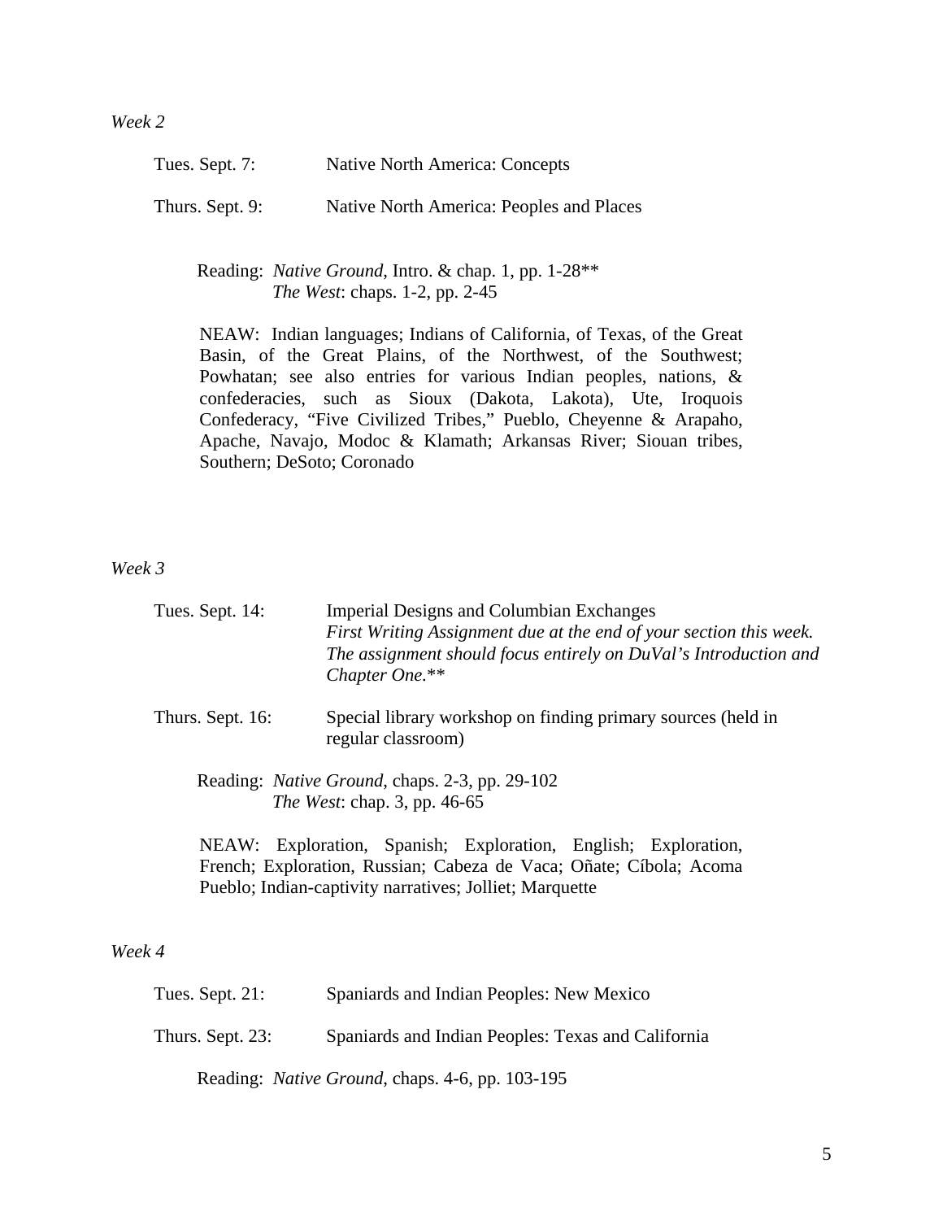*Week 2*

Tues. Sept. 7: Native North America: Concepts

Thurs. Sept. 9: Native North America: Peoples and Places

Reading: *Native Ground*, Intro. & chap. 1, pp. 1-28**
*The West*: chaps. 1-2, pp. 2-45

NEAW: Indian languages; Indians of California, of Texas, of the Great Basin, of the Great Plains, of the Northwest, of the Southwest; Powhatan; see also entries for various Indian peoples, nations, & confederacies, such as Sioux (Dakota, Lakota), Ute, Iroquois Confederacy, "Five Civilized Tribes," Pueblo, Cheyenne & Arapaho, Apache, Navajo, Modoc & Klamath; Arkansas River; Siouan tribes, Southern; DeSoto; Coronado

*Week 3*

Tues. Sept. 14: Imperial Designs and Columbian Exchanges
*First Writing Assignment due at the end of your section this week. The assignment should focus entirely on DuVal's Introduction and Chapter One.***

Thurs. Sept. 16: Special library workshop on finding primary sources (held in regular classroom)

Reading: *Native Ground*, chaps. 2-3, pp. 29-102
*The West*: chap. 3, pp. 46-65

NEAW: Exploration, Spanish; Exploration, English; Exploration, French; Exploration, Russian; Cabeza de Vaca; Oñate; Cíbola; Acoma Pueblo; Indian-captivity narratives; Jolliet; Marquette

*Week 4*

Tues. Sept. 21: Spaniards and Indian Peoples: New Mexico

Thurs. Sept. 23: Spaniards and Indian Peoples: Texas and California

Reading: *Native Ground*, chaps. 4-6, pp. 103-195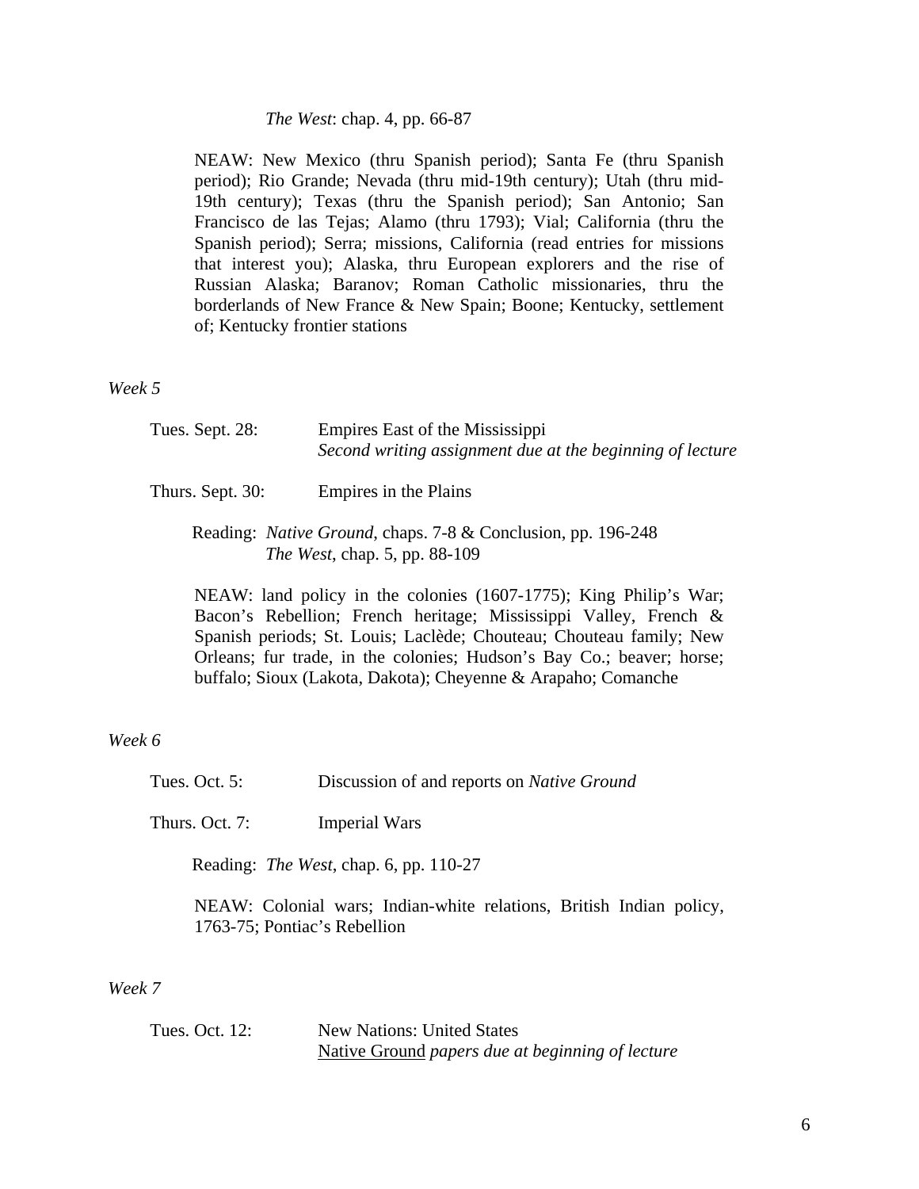*The West*: chap. 4, pp. 66-87

NEAW: New Mexico (thru Spanish period); Santa Fe (thru Spanish period); Rio Grande; Nevada (thru mid-19th century); Utah (thru mid-19th century); Texas (thru the Spanish period); San Antonio; San Francisco de las Tejas; Alamo (thru 1793); Vial; California (thru the Spanish period); Serra; missions, California (read entries for missions that interest you); Alaska, thru European explorers and the rise of Russian Alaska; Baranov; Roman Catholic missionaries, thru the borderlands of New France & New Spain; Boone; Kentucky, settlement of; Kentucky frontier stations

*Week 5*

Tues. Sept. 28: Empires East of the Mississippi
*Second writing assignment due at the beginning of lecture*

Thurs. Sept. 30: Empires in the Plains

Reading: *Native Ground*, chaps. 7-8 & Conclusion, pp. 196-248
*The West*, chap. 5, pp. 88-109

NEAW: land policy in the colonies (1607-1775); King Philip's War; Bacon's Rebellion; French heritage; Mississippi Valley, French & Spanish periods; St. Louis; Laclède; Chouteau; Chouteau family; New Orleans; fur trade, in the colonies; Hudson's Bay Co.; beaver; horse; buffalo; Sioux (Lakota, Dakota); Cheyenne & Arapaho; Comanche

*Week 6*

Tues. Oct. 5: Discussion of and reports on *Native Ground*

Thurs. Oct. 7: Imperial Wars

Reading: *The West*, chap. 6, pp. 110-27

NEAW: Colonial wars; Indian-white relations, British Indian policy, 1763-75; Pontiac's Rebellion

*Week 7*

Tues. Oct. 12: New Nations: United States
Native Ground *papers due at beginning of lecture*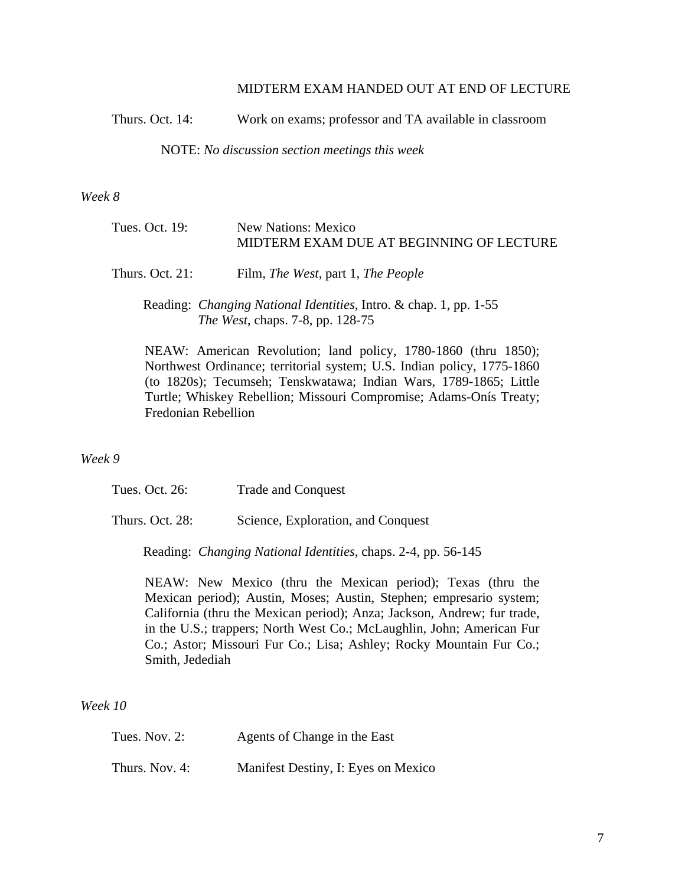MIDTERM EXAM HANDED OUT AT END OF LECTURE

Thurs. Oct. 14: Work on exams; professor and TA available in classroom

NOTE: *No discussion section meetings this week*

*Week 8*

Tues. Oct. 19: New Nations: Mexico
MIDTERM EXAM DUE AT BEGINNING OF LECTURE

Thurs. Oct. 21: Film, *The West*, part 1, *The People*

Reading: *Changing National Identities*, Intro. & chap. 1, pp. 1-55
*The West*, chaps. 7-8, pp. 128-75

NEAW: American Revolution; land policy, 1780-1860 (thru 1850); Northwest Ordinance; territorial system; U.S. Indian policy, 1775-1860 (to 1820s); Tecumseh; Tenskwatawa; Indian Wars, 1789-1865; Little Turtle; Whiskey Rebellion; Missouri Compromise; Adams-Onís Treaty; Fredonian Rebellion

*Week 9*

Tues. Oct. 26: Trade and Conquest

Thurs. Oct. 28: Science, Exploration, and Conquest

Reading: *Changing National Identities*, chaps. 2-4, pp. 56-145

NEAW: New Mexico (thru the Mexican period); Texas (thru the Mexican period); Austin, Moses; Austin, Stephen; empresario system; California (thru the Mexican period); Anza; Jackson, Andrew; fur trade, in the U.S.; trappers; North West Co.; McLaughlin, John; American Fur Co.; Astor; Missouri Fur Co.; Lisa; Ashley; Rocky Mountain Fur Co.; Smith, Jedediah

*Week 10*

Tues. Nov. 2: Agents of Change in the East

Thurs. Nov. 4: Manifest Destiny, I: Eyes on Mexico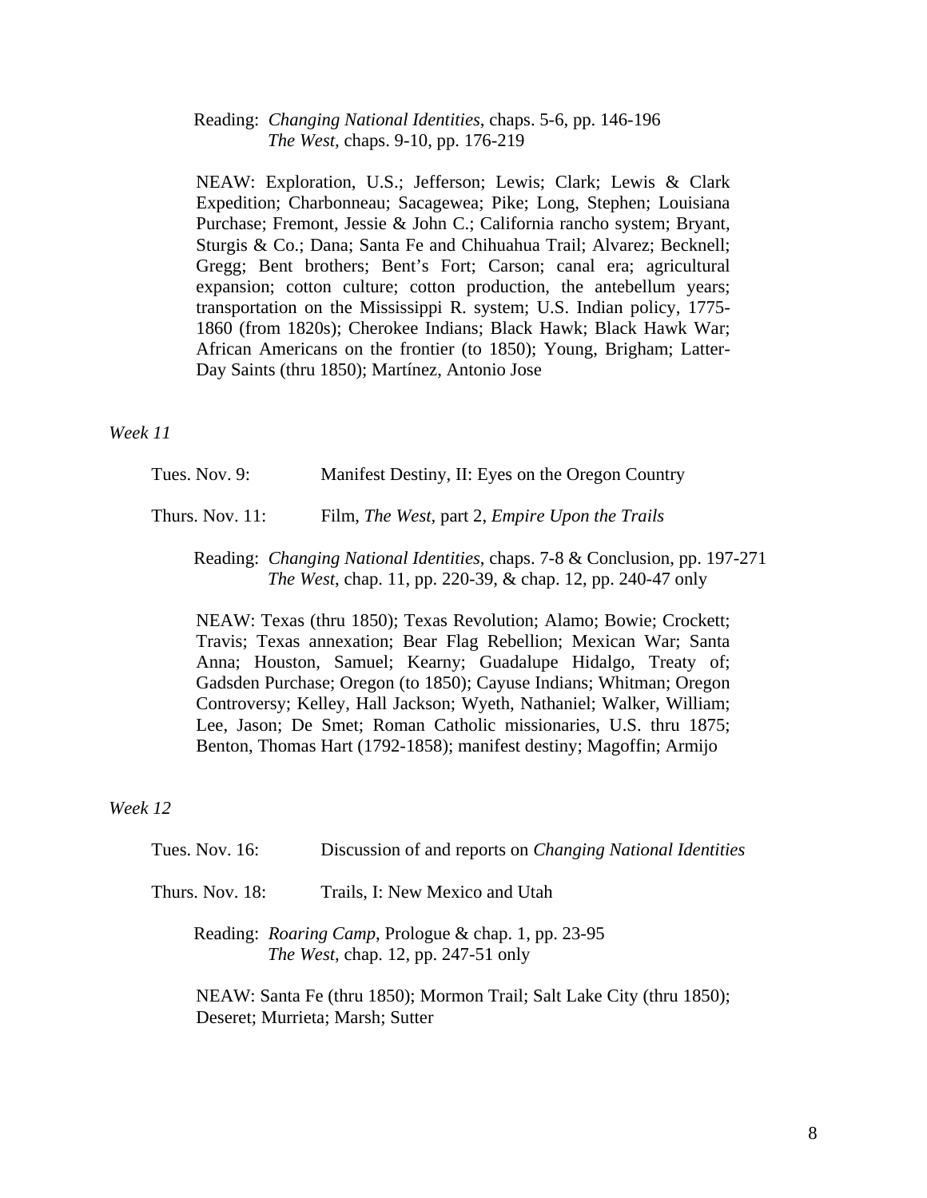Reading: *Changing National Identities*, chaps. 5-6, pp. 146-196
*The West*, chaps. 9-10, pp. 176-219

NEAW: Exploration, U.S.; Jefferson; Lewis; Clark; Lewis & Clark Expedition; Charbonneau; Sacagewea; Pike; Long, Stephen; Louisiana Purchase; Fremont, Jessie & John C.; California rancho system; Bryant, Sturgis & Co.; Dana; Santa Fe and Chihuahua Trail; Alvarez; Becknell; Gregg; Bent brothers; Bent's Fort; Carson; canal era; agricultural expansion; cotton culture; cotton production, the antebellum years; transportation on the Mississippi R. system; U.S. Indian policy, 1775-1860 (from 1820s); Cherokee Indians; Black Hawk; Black Hawk War; African Americans on the frontier (to 1850); Young, Brigham; Latter-Day Saints (thru 1850); Martínez, Antonio Jose

*Week 11*

Tues. Nov. 9: Manifest Destiny, II: Eyes on the Oregon Country

Thurs. Nov. 11: Film, *The West*, part 2, *Empire Upon the Trails*

Reading: *Changing National Identities*, chaps. 7-8 & Conclusion, pp. 197-271
*The West*, chap. 11, pp. 220-39, & chap. 12, pp. 240-47 only

NEAW: Texas (thru 1850); Texas Revolution; Alamo; Bowie; Crockett; Travis; Texas annexation; Bear Flag Rebellion; Mexican War; Santa Anna; Houston, Samuel; Kearny; Guadalupe Hidalgo, Treaty of; Gadsden Purchase; Oregon (to 1850); Cayuse Indians; Whitman; Oregon Controversy; Kelley, Hall Jackson; Wyeth, Nathaniel; Walker, William; Lee, Jason; De Smet; Roman Catholic missionaries, U.S. thru 1875; Benton, Thomas Hart (1792-1858); manifest destiny; Magoffin; Armijo

*Week 12*

Tues. Nov. 16: Discussion of and reports on *Changing National Identities*

Thurs. Nov. 18: Trails, I: New Mexico and Utah

Reading: *Roaring Camp*, Prologue & chap. 1, pp. 23-95
*The West*, chap. 12, pp. 247-51 only

NEAW: Santa Fe (thru 1850); Mormon Trail; Salt Lake City (thru 1850); Deseret; Murrieta; Marsh; Sutter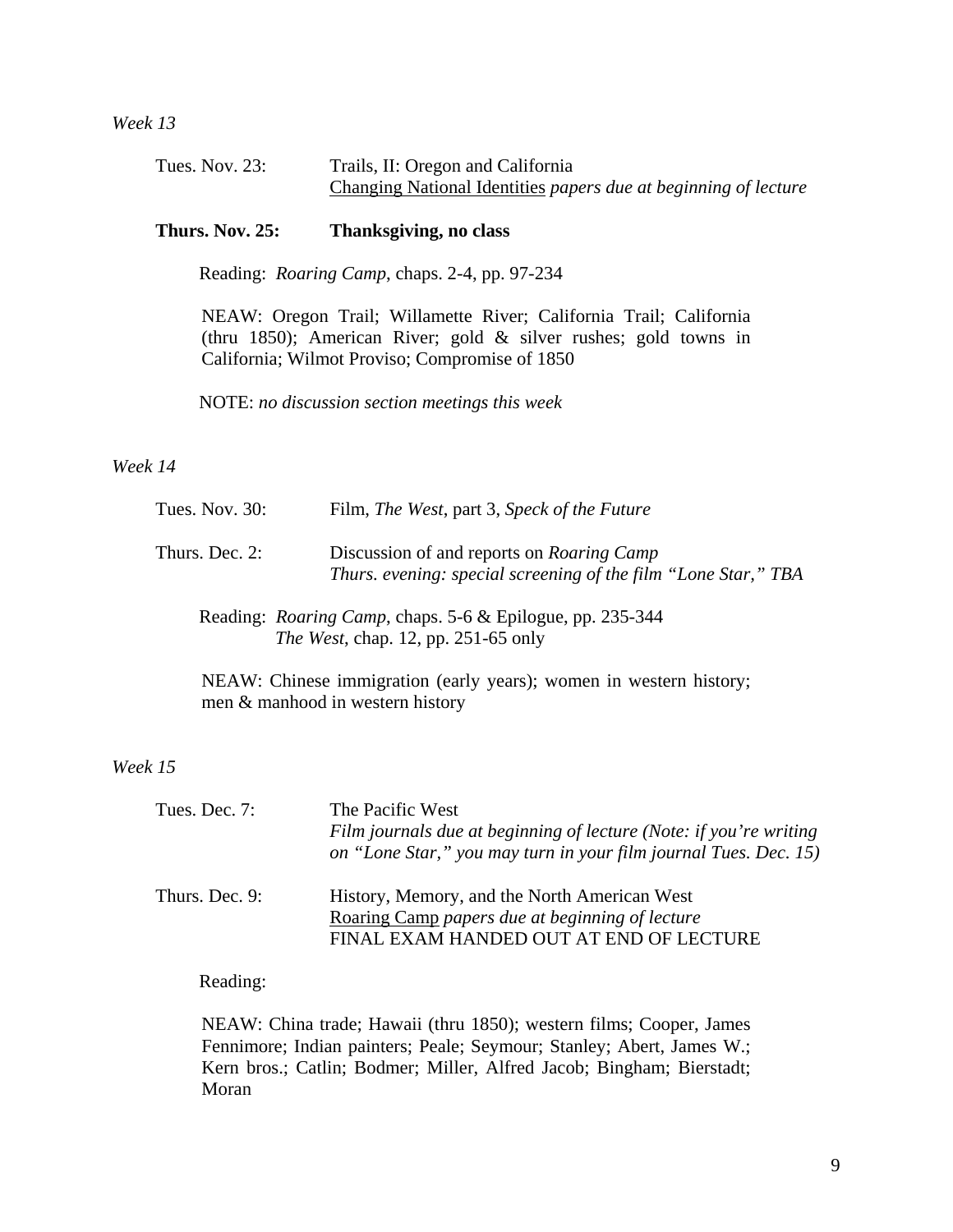*Week 13*

Tues. Nov. 23: Trails, II: Oregon and California
Changing National Identities *papers due at beginning of lecture*

**Thurs. Nov. 25: Thanksgiving, no class**

Reading: *Roaring Camp*, chaps. 2-4, pp. 97-234

NEAW: Oregon Trail; Willamette River; California Trail; California (thru 1850); American River; gold & silver rushes; gold towns in California; Wilmot Proviso; Compromise of 1850

NOTE: *no discussion section meetings this week*

*Week 14*

Tues. Nov. 30: Film, *The West*, part 3, *Speck of the Future*

Thurs. Dec. 2: Discussion of and reports on *Roaring Camp*
*Thurs. evening: special screening of the film "Lone Star," TBA*

Reading: *Roaring Camp*, chaps. 5-6 & Epilogue, pp. 235-344
*The West*, chap. 12, pp. 251-65 only

NEAW: Chinese immigration (early years); women in western history; men & manhood in western history

*Week 15*

Tues. Dec. 7: The Pacific West
*Film journals due at beginning of lecture (Note: if you're writing on "Lone Star," you may turn in your film journal Tues. Dec. 15)*

Thurs. Dec. 9: History, Memory, and the North American West
Roaring Camp *papers due at beginning of lecture*
FINAL EXAM HANDED OUT AT END OF LECTURE

Reading:

NEAW: China trade; Hawaii (thru 1850); western films; Cooper, James Fennimore; Indian painters; Peale; Seymour; Stanley; Abert, James W.; Kern bros.; Catlin; Bodmer; Miller, Alfred Jacob; Bingham; Bierstadt; Moran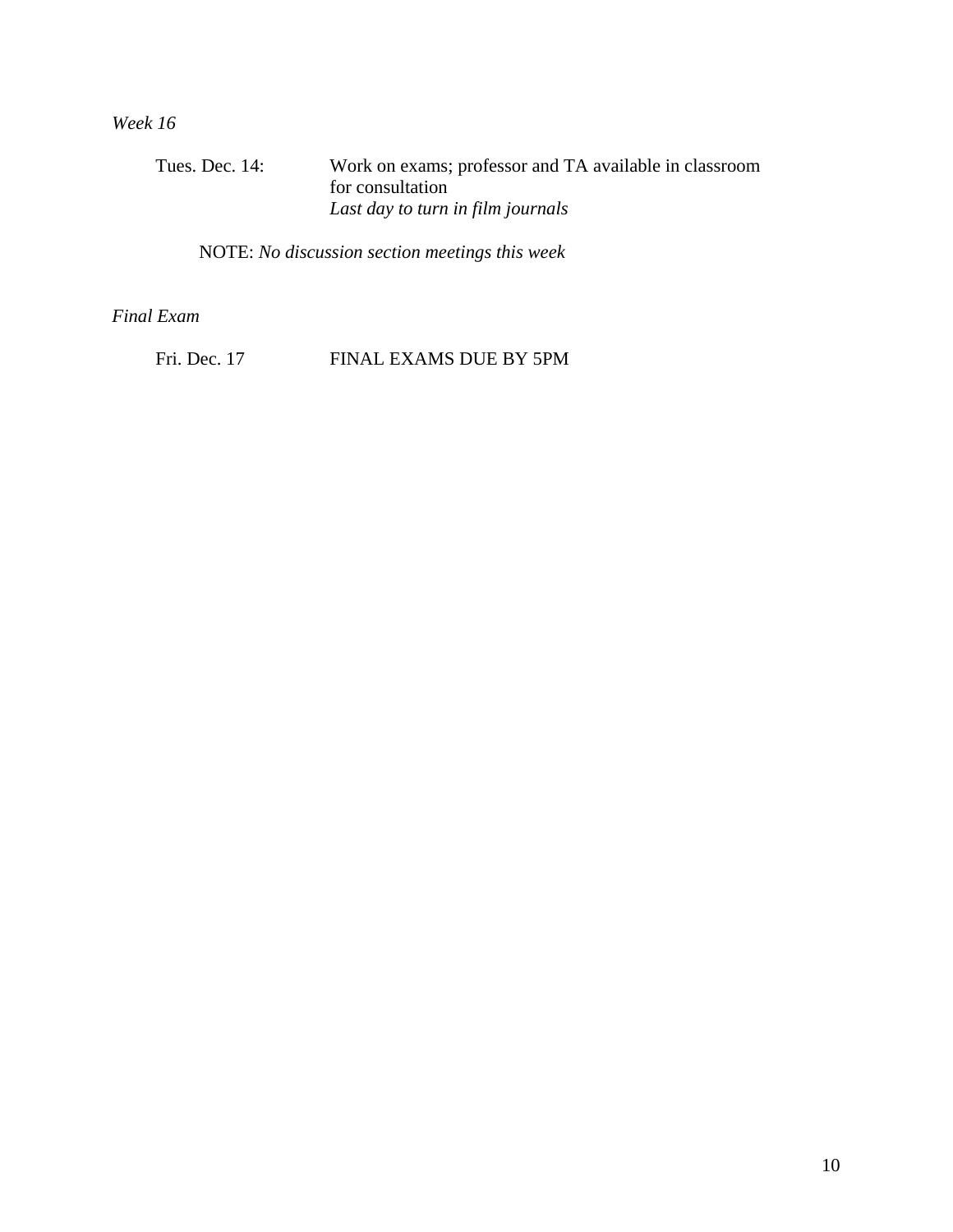*Week 16*

Tues. Dec. 14: Work on exams; professor and TA available in classroom for consultation
*Last day to turn in film journals*

NOTE: *No discussion section meetings this week*

*Final Exam*

Fri. Dec. 17 FINAL EXAMS DUE BY 5PM